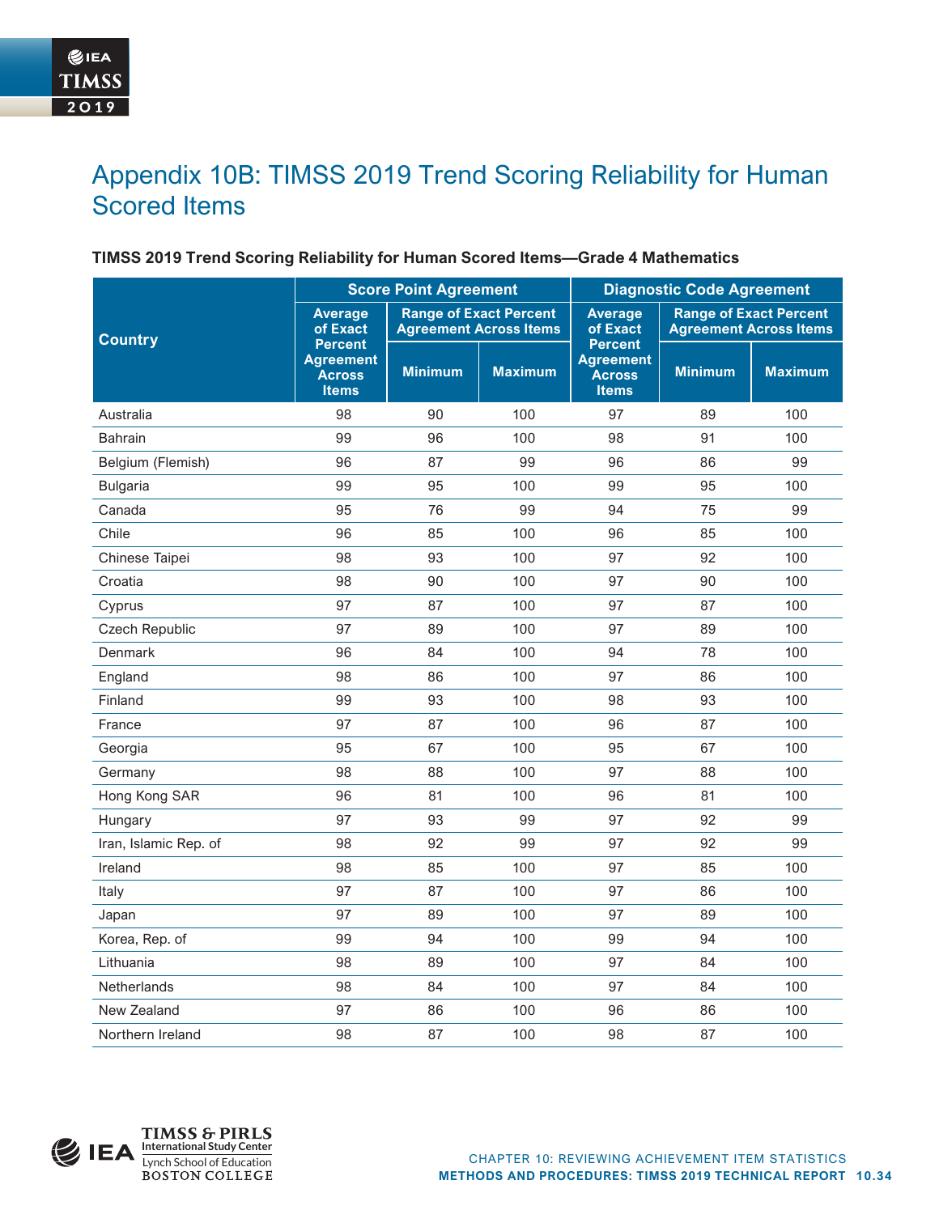# Appendix 10B: TIMSS 2019 Trend Scoring Reliability for Human Scored Items

**TIMSS 2019 Trend Scoring Reliability for Human Scored Items—Grade 4 Mathematics**

| Country | Score Point Agreement | | | Diagnostic Code Agreement | | |
|---|---|---|---|---|---|---|
| | Average of Exact Percent Agreement Across Items | Range of Exact Percent Agreement Across Items | | Average of Exact Percent Agreement Across Items | Range of Exact Percent Agreement Across Items | |
| | | Minimum | Maximum | | Minimum | Maximum |
| Australia | 98 | 90 | 100 | 97 | 89 | 100 |
| Bahrain | 99 | 96 | 100 | 98 | 91 | 100 |
| Belgium (Flemish) | 96 | 87 | 99 | 96 | 86 | 99 |
| Bulgaria | 99 | 95 | 100 | 99 | 95 | 100 |
| Canada | 95 | 76 | 99 | 94 | 75 | 99 |
| Chile | 96 | 85 | 100 | 96 | 85 | 100 |
| Chinese Taipei | 98 | 93 | 100 | 97 | 92 | 100 |
| Croatia | 98 | 90 | 100 | 97 | 90 | 100 |
| Cyprus | 97 | 87 | 100 | 97 | 87 | 100 |
| Czech Republic | 97 | 89 | 100 | 97 | 89 | 100 |
| Denmark | 96 | 84 | 100 | 94 | 78 | 100 |
| England | 98 | 86 | 100 | 97 | 86 | 100 |
| Finland | 99 | 93 | 100 | 98 | 93 | 100 |
| France | 97 | 87 | 100 | 96 | 87 | 100 |
| Georgia | 95 | 67 | 100 | 95 | 67 | 100 |
| Germany | 98 | 88 | 100 | 97 | 88 | 100 |
| Hong Kong SAR | 96 | 81 | 100 | 96 | 81 | 100 |
| Hungary | 97 | 93 | 99 | 97 | 92 | 99 |
| Iran, Islamic Rep. of | 98 | 92 | 99 | 97 | 92 | 99 |
| Ireland | 98 | 85 | 100 | 97 | 85 | 100 |
| Italy | 97 | 87 | 100 | 97 | 86 | 100 |
| Japan | 97 | 89 | 100 | 97 | 89 | 100 |
| Korea, Rep. of | 99 | 94 | 100 | 99 | 94 | 100 |
| Lithuania | 98 | 89 | 100 | 97 | 84 | 100 |
| Netherlands | 98 | 84 | 100 | 97 | 84 | 100 |
| New Zealand | 97 | 86 | 100 | 96 | 86 | 100 |
| Northern Ireland | 98 | 87 | 100 | 98 | 87 | 100 |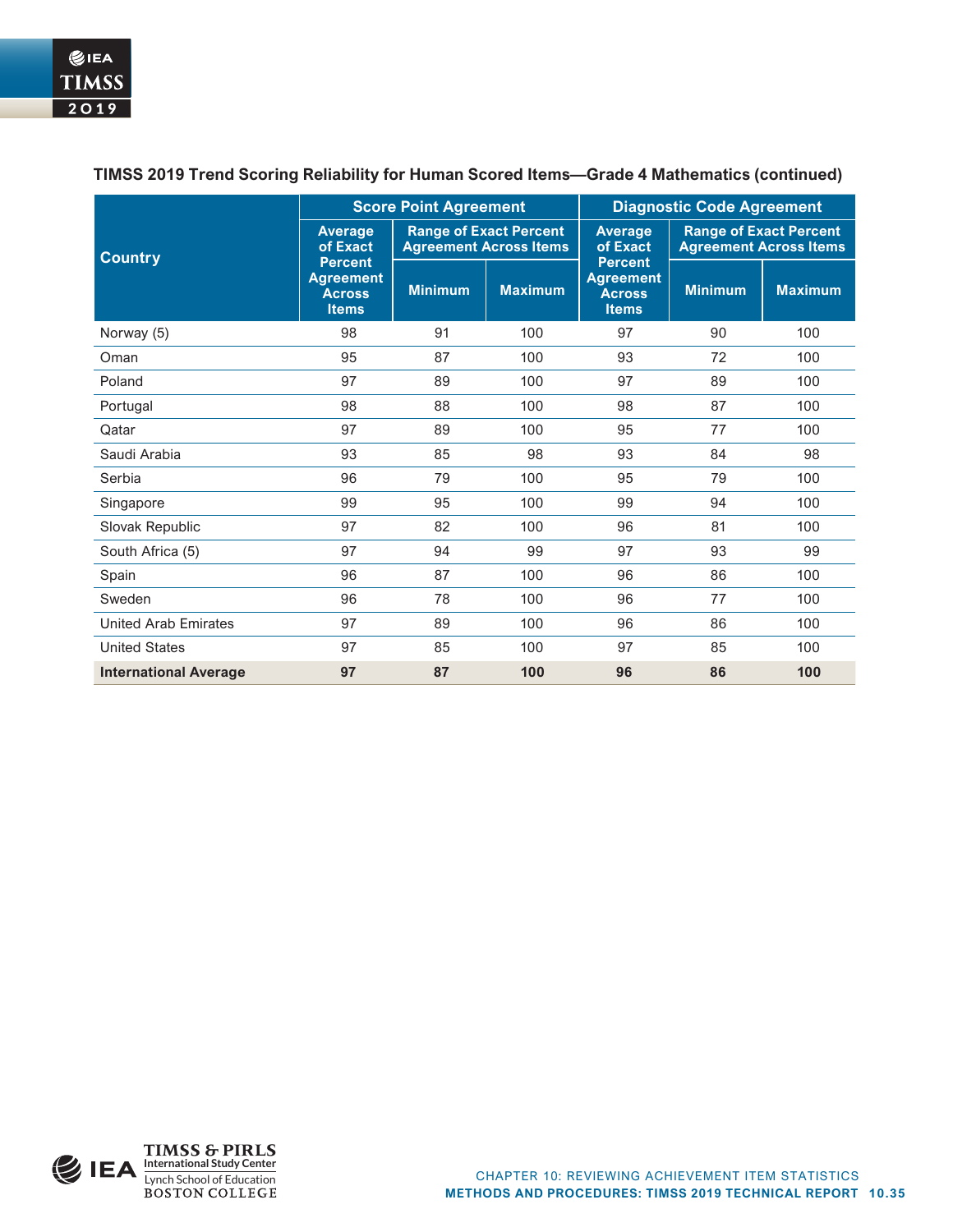**TIMSS 2019 Trend Scoring Reliability for Human Scored Items—Grade 4 Mathematics (continued)**

| Country | Score Point Agreement | | | Diagnostic Code Agreement | | |
|---|---|---|---|---|---|---|
| | Average of Exact Percent Agreement Across Items | Range of Exact Percent Agreement Across Items | | Average of Exact Percent Agreement Across Items | Range of Exact Percent Agreement Across Items | |
| | | Minimum | Maximum | | Minimum | Maximum |
| Norway (5) | 98 | 91 | 100 | 97 | 90 | 100 |
| Oman | 95 | 87 | 100 | 93 | 72 | 100 |
| Poland | 97 | 89 | 100 | 97 | 89 | 100 |
| Portugal | 98 | 88 | 100 | 98 | 87 | 100 |
| Qatar | 97 | 89 | 100 | 95 | 77 | 100 |
| Saudi Arabia | 93 | 85 | 98 | 93 | 84 | 98 |
| Serbia | 96 | 79 | 100 | 95 | 79 | 100 |
| Singapore | 99 | 95 | 100 | 99 | 94 | 100 |
| Slovak Republic | 97 | 82 | 100 | 96 | 81 | 100 |
| South Africa (5) | 97 | 94 | 99 | 97 | 93 | 99 |
| Spain | 96 | 87 | 100 | 96 | 86 | 100 |
| Sweden | 96 | 78 | 100 | 96 | 77 | 100 |
| United Arab Emirates | 97 | 89 | 100 | 96 | 86 | 100 |
| United States | 97 | 85 | 100 | 97 | 85 | 100 |
| **International Average** | **97** | **87** | **100** | **96** | **86** | **100** |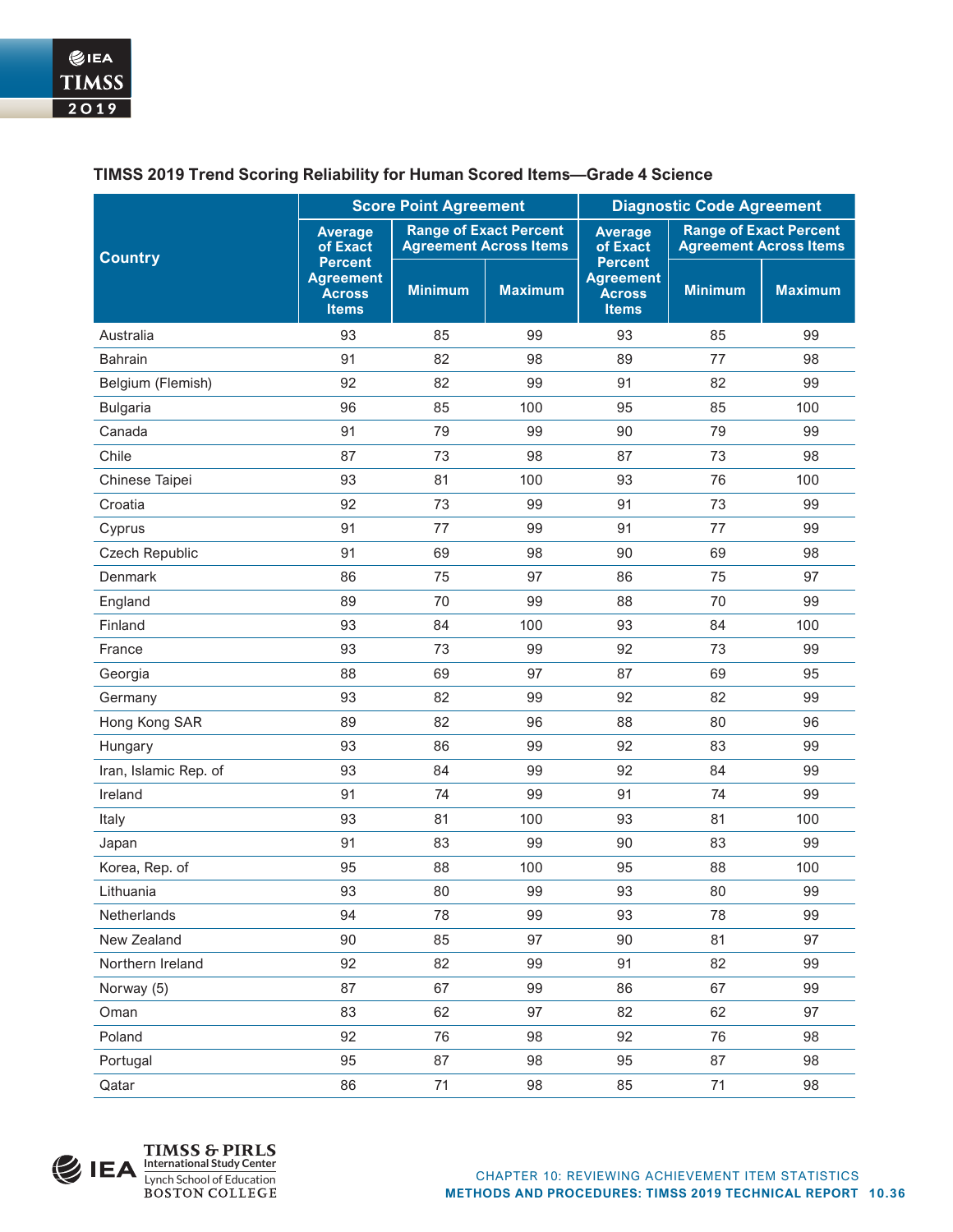### TIMSS 2019 Trend Scoring Reliability for Human Scored Items—Grade 4 Science

| Country | Score Point Agreement | | | Diagnostic Code Agreement | | |
|---|---|---|---|---|---|---|
| | Average of Exact Percent Agreement Across Items | Range of Exact Percent Agreement Across Items | | Average of Exact Percent Agreement Across Items | Range of Exact Percent Agreement Across Items | |
| | | Minimum | Maximum | | Minimum | Maximum |
| Australia | 93 | 85 | 99 | 93 | 85 | 99 |
| Bahrain | 91 | 82 | 98 | 89 | 77 | 98 |
| Belgium (Flemish) | 92 | 82 | 99 | 91 | 82 | 99 |
| Bulgaria | 96 | 85 | 100 | 95 | 85 | 100 |
| Canada | 91 | 79 | 99 | 90 | 79 | 99 |
| Chile | 87 | 73 | 98 | 87 | 73 | 98 |
| Chinese Taipei | 93 | 81 | 100 | 93 | 76 | 100 |
| Croatia | 92 | 73 | 99 | 91 | 73 | 99 |
| Cyprus | 91 | 77 | 99 | 91 | 77 | 99 |
| Czech Republic | 91 | 69 | 98 | 90 | 69 | 98 |
| Denmark | 86 | 75 | 97 | 86 | 75 | 97 |
| England | 89 | 70 | 99 | 88 | 70 | 99 |
| Finland | 93 | 84 | 100 | 93 | 84 | 100 |
| France | 93 | 73 | 99 | 92 | 73 | 99 |
| Georgia | 88 | 69 | 97 | 87 | 69 | 95 |
| Germany | 93 | 82 | 99 | 92 | 82 | 99 |
| Hong Kong SAR | 89 | 82 | 96 | 88 | 80 | 96 |
| Hungary | 93 | 86 | 99 | 92 | 83 | 99 |
| Iran, Islamic Rep. of | 93 | 84 | 99 | 92 | 84 | 99 |
| Ireland | 91 | 74 | 99 | 91 | 74 | 99 |
| Italy | 93 | 81 | 100 | 93 | 81 | 100 |
| Japan | 91 | 83 | 99 | 90 | 83 | 99 |
| Korea, Rep. of | 95 | 88 | 100 | 95 | 88 | 100 |
| Lithuania | 93 | 80 | 99 | 93 | 80 | 99 |
| Netherlands | 94 | 78 | 99 | 93 | 78 | 99 |
| New Zealand | 90 | 85 | 97 | 90 | 81 | 97 |
| Northern Ireland | 92 | 82 | 99 | 91 | 82 | 99 |
| Norway (5) | 87 | 67 | 99 | 86 | 67 | 99 |
| Oman | 83 | 62 | 97 | 82 | 62 | 97 |
| Poland | 92 | 76 | 98 | 92 | 76 | 98 |
| Portugal | 95 | 87 | 98 | 95 | 87 | 98 |
| Qatar | 86 | 71 | 98 | 85 | 71 | 98 |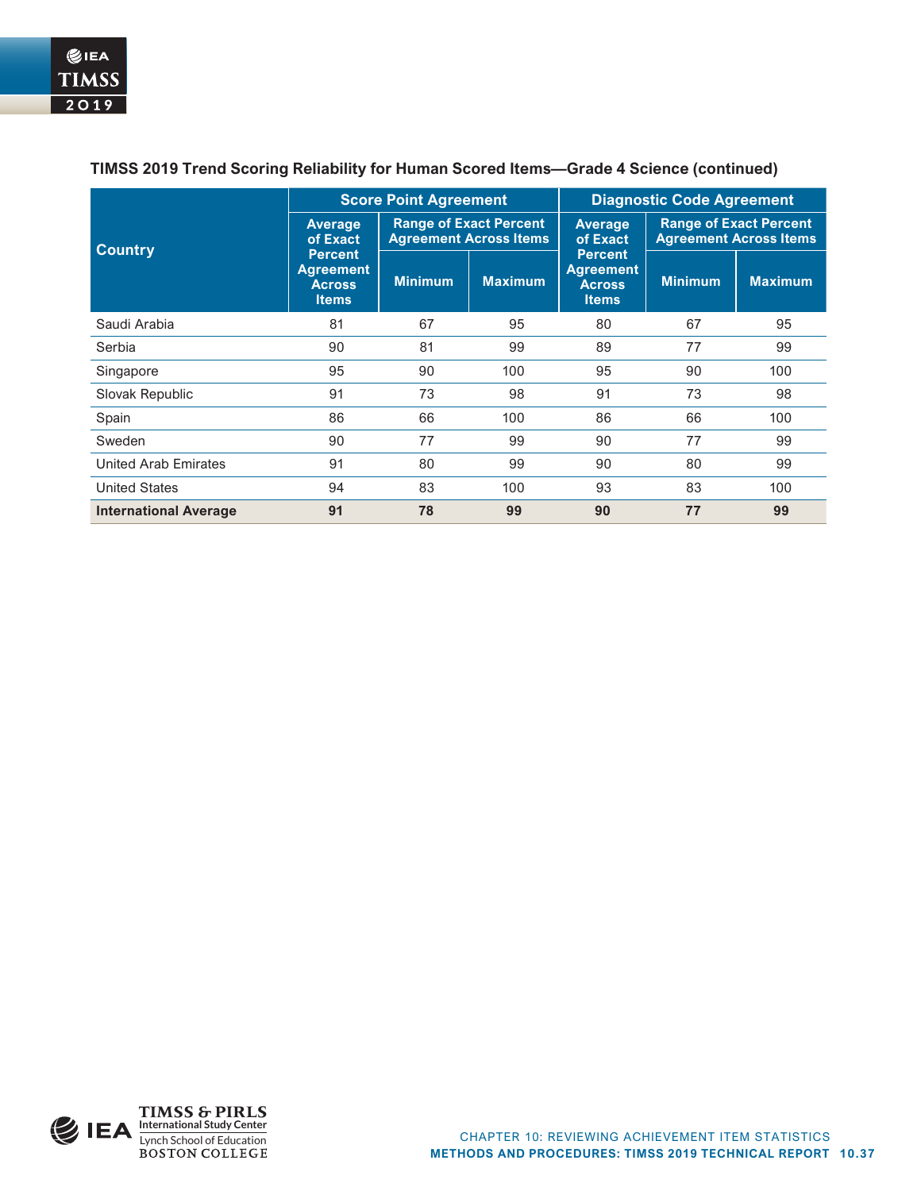### TIMSS 2019 Trend Scoring Reliability for Human Scored Items—Grade 4 Science (continued)

| Country | Score Point Agreement | | | Diagnostic Code Agreement | | |
|---|---|---|---|---|---|---|
| | Average of Exact Percent Agreement Across Items | Range of Exact Percent Agreement Across Items | | Average of Exact Percent Agreement Across Items | Range of Exact Percent Agreement Across Items | |
| | | Minimum | Maximum | | Minimum | Maximum |
| Saudi Arabia | 81 | 67 | 95 | 80 | 67 | 95 |
| Serbia | 90 | 81 | 99 | 89 | 77 | 99 |
| Singapore | 95 | 90 | 100 | 95 | 90 | 100 |
| Slovak Republic | 91 | 73 | 98 | 91 | 73 | 98 |
| Spain | 86 | 66 | 100 | 86 | 66 | 100 |
| Sweden | 90 | 77 | 99 | 90 | 77 | 99 |
| United Arab Emirates | 91 | 80 | 99 | 90 | 80 | 99 |
| United States | 94 | 83 | 100 | 93 | 83 | 100 |
| **International Average** | **91** | **78** | **99** | **90** | **77** | **99** |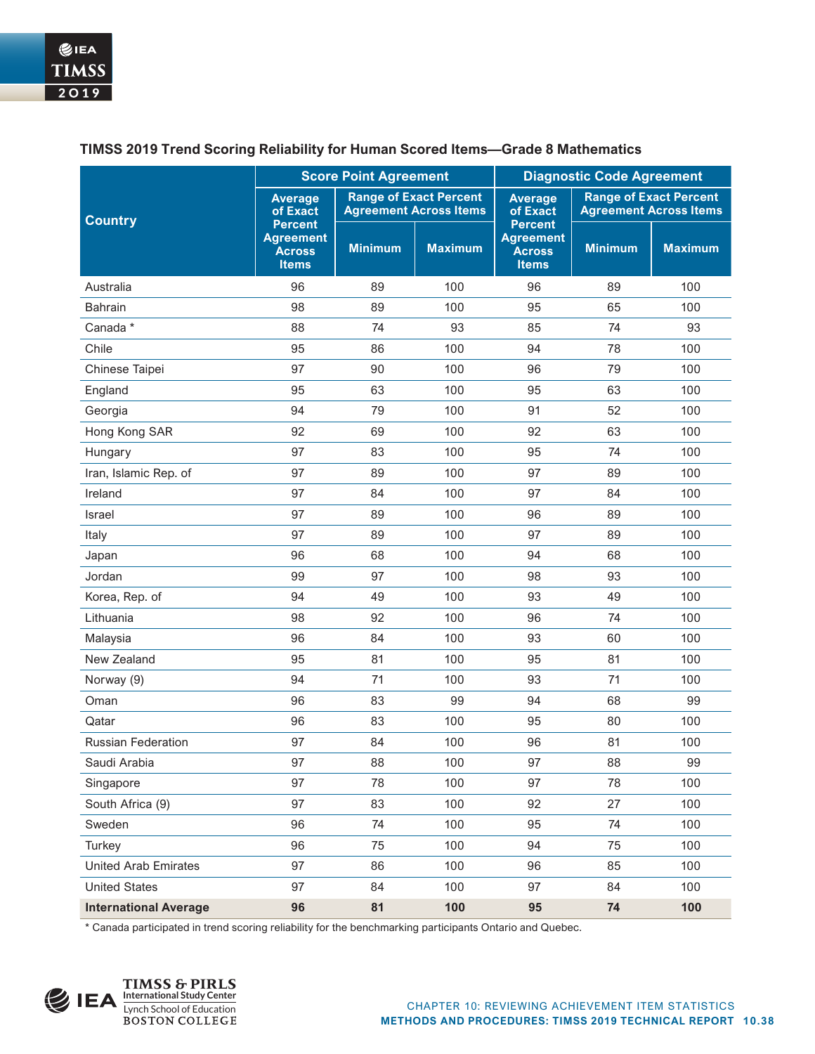### TIMSS 2019 Trend Scoring Reliability for Human Scored Items—Grade 8 Mathematics

| Country | Score Point Agreement | | | Diagnostic Code Agreement | | |
|---|---|---|---|---|---|---|
| | Average of Exact Percent Agreement Across Items | Range of Exact Percent Agreement Across Items | | Average of Exact Percent Agreement Across Items | Range of Exact Percent Agreement Across Items | |
| | | Minimum | Maximum | | Minimum | Maximum |
| Australia | 96 | 89 | 100 | 96 | 89 | 100 |
| Bahrain | 98 | 89 | 100 | 95 | 65 | 100 |
| Canada * | 88 | 74 | 93 | 85 | 74 | 93 |
| Chile | 95 | 86 | 100 | 94 | 78 | 100 |
| Chinese Taipei | 97 | 90 | 100 | 96 | 79 | 100 |
| England | 95 | 63 | 100 | 95 | 63 | 100 |
| Georgia | 94 | 79 | 100 | 91 | 52 | 100 |
| Hong Kong SAR | 92 | 69 | 100 | 92 | 63 | 100 |
| Hungary | 97 | 83 | 100 | 95 | 74 | 100 |
| Iran, Islamic Rep. of | 97 | 89 | 100 | 97 | 89 | 100 |
| Ireland | 97 | 84 | 100 | 97 | 84 | 100 |
| Israel | 97 | 89 | 100 | 96 | 89 | 100 |
| Italy | 97 | 89 | 100 | 97 | 89 | 100 |
| Japan | 96 | 68 | 100 | 94 | 68 | 100 |
| Jordan | 99 | 97 | 100 | 98 | 93 | 100 |
| Korea, Rep. of | 94 | 49 | 100 | 93 | 49 | 100 |
| Lithuania | 98 | 92 | 100 | 96 | 74 | 100 |
| Malaysia | 96 | 84 | 100 | 93 | 60 | 100 |
| New Zealand | 95 | 81 | 100 | 95 | 81 | 100 |
| Norway (9) | 94 | 71 | 100 | 93 | 71 | 100 |
| Oman | 96 | 83 | 99 | 94 | 68 | 99 |
| Qatar | 96 | 83 | 100 | 95 | 80 | 100 |
| Russian Federation | 97 | 84 | 100 | 96 | 81 | 100 |
| Saudi Arabia | 97 | 88 | 100 | 97 | 88 | 99 |
| Singapore | 97 | 78 | 100 | 97 | 78 | 100 |
| South Africa (9) | 97 | 83 | 100 | 92 | 27 | 100 |
| Sweden | 96 | 74 | 100 | 95 | 74 | 100 |
| Turkey | 96 | 75 | 100 | 94 | 75 | 100 |
| United Arab Emirates | 97 | 86 | 100 | 96 | 85 | 100 |
| United States | 97 | 84 | 100 | 97 | 84 | 100 |
| **International Average** | **96** | **81** | **100** | **95** | **74** | **100** |

* Canada participated in trend scoring reliability for the benchmarking participants Ontario and Quebec.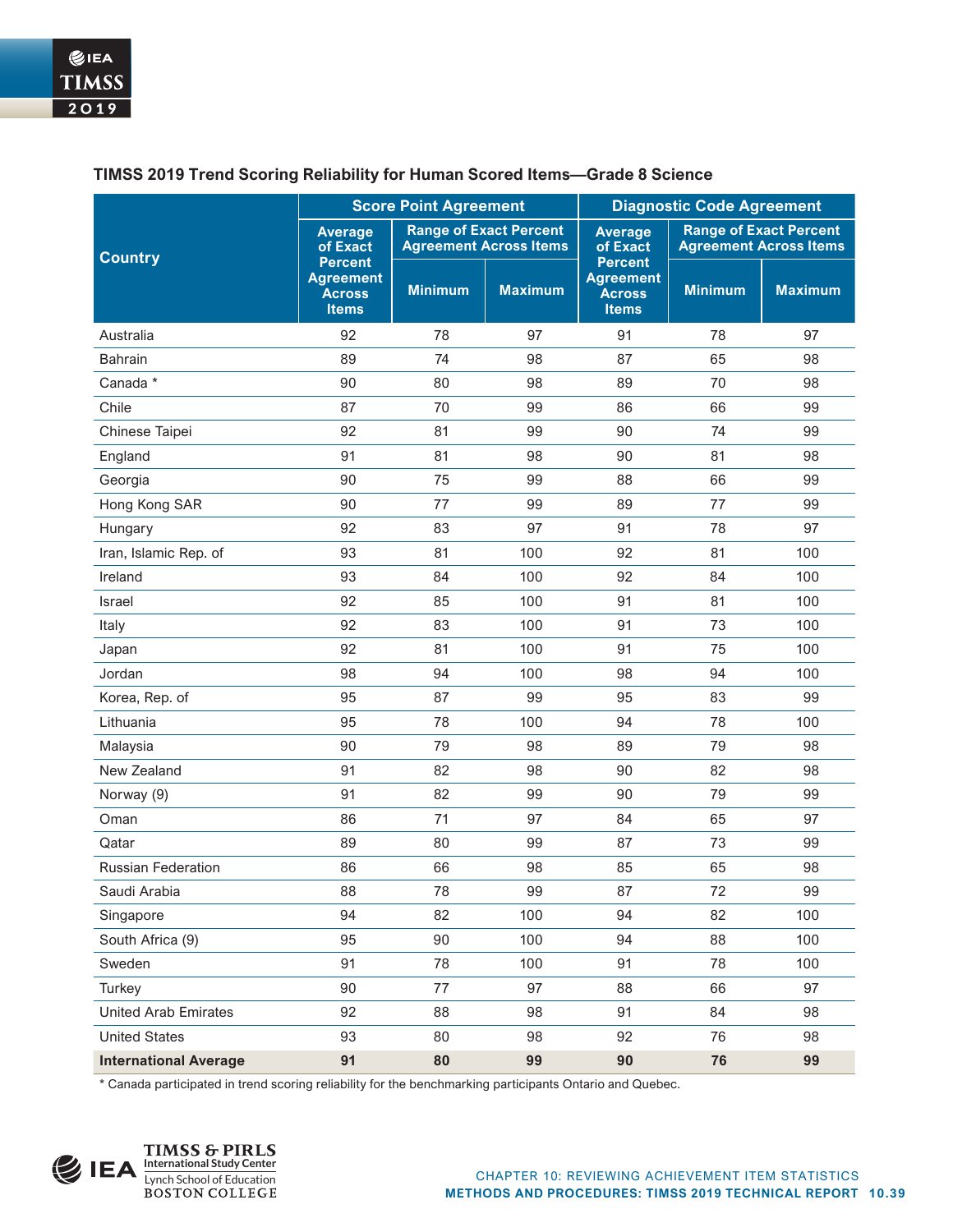### TIMSS 2019 Trend Scoring Reliability for Human Scored Items—Grade 8 Science

| Country | Score Point Agreement | | | Diagnostic Code Agreement | | |
|---|---|---|---|---|---|---|
| | Average of Exact Percent Agreement Across Items | Range of Exact Percent Agreement Across Items | | Average of Exact Percent Agreement Across Items | Range of Exact Percent Agreement Across Items | |
| | | Minimum | Maximum | | Minimum | Maximum |
| Australia | 92 | 78 | 97 | 91 | 78 | 97 |
| Bahrain | 89 | 74 | 98 | 87 | 65 | 98 |
| Canada * | 90 | 80 | 98 | 89 | 70 | 98 |
| Chile | 87 | 70 | 99 | 86 | 66 | 99 |
| Chinese Taipei | 92 | 81 | 99 | 90 | 74 | 99 |
| England | 91 | 81 | 98 | 90 | 81 | 98 |
| Georgia | 90 | 75 | 99 | 88 | 66 | 99 |
| Hong Kong SAR | 90 | 77 | 99 | 89 | 77 | 99 |
| Hungary | 92 | 83 | 97 | 91 | 78 | 97 |
| Iran, Islamic Rep. of | 93 | 81 | 100 | 92 | 81 | 100 |
| Ireland | 93 | 84 | 100 | 92 | 84 | 100 |
| Israel | 92 | 85 | 100 | 91 | 81 | 100 |
| Italy | 92 | 83 | 100 | 91 | 73 | 100 |
| Japan | 92 | 81 | 100 | 91 | 75 | 100 |
| Jordan | 98 | 94 | 100 | 98 | 94 | 100 |
| Korea, Rep. of | 95 | 87 | 99 | 95 | 83 | 99 |
| Lithuania | 95 | 78 | 100 | 94 | 78 | 100 |
| Malaysia | 90 | 79 | 98 | 89 | 79 | 98 |
| New Zealand | 91 | 82 | 98 | 90 | 82 | 98 |
| Norway (9) | 91 | 82 | 99 | 90 | 79 | 99 |
| Oman | 86 | 71 | 97 | 84 | 65 | 97 |
| Qatar | 89 | 80 | 99 | 87 | 73 | 99 |
| Russian Federation | 86 | 66 | 98 | 85 | 65 | 98 |
| Saudi Arabia | 88 | 78 | 99 | 87 | 72 | 99 |
| Singapore | 94 | 82 | 100 | 94 | 82 | 100 |
| South Africa (9) | 95 | 90 | 100 | 94 | 88 | 100 |
| Sweden | 91 | 78 | 100 | 91 | 78 | 100 |
| Turkey | 90 | 77 | 97 | 88 | 66 | 97 |
| United Arab Emirates | 92 | 88 | 98 | 91 | 84 | 98 |
| United States | 93 | 80 | 98 | 92 | 76 | 98 |
| **International Average** | **91** | **80** | **99** | **90** | **76** | **99** |

* Canada participated in trend scoring reliability for the benchmarking participants Ontario and Quebec.